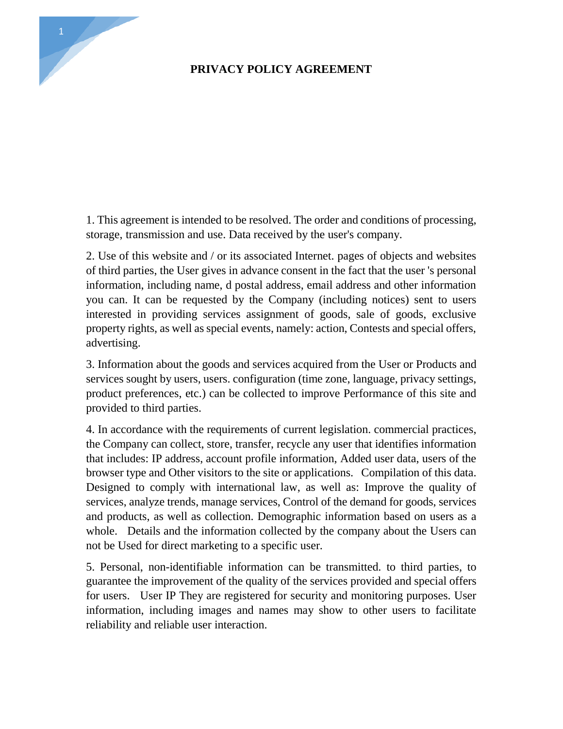# PRIVACY POLICY AGREEMENT

1. This agreement is intended to be resolved. The order and conditions of processing, storage, transmission and use. Data received by the user's company.

2. Use of this website and / or its associated Internet. pages of objects and websites of third parties, the User gives in advance consent in the fact that the user 's personal information, including name, d postal address, email address and other information you can. It can be requested by the Company (including notices) sent to users interested in providing services assignment of goods, sale of goods, exclusive property rights, as well as special events, namely: action, Contests and special offers, advertising.

3. Information about the goods and services acquired from the User or Products and services sought by users, users. configuration (time zone, language, privacy settings, product preferences, etc.) can be collected to improve Performance of this site and provided to third parties.

4. In accordance with the requirements of current legislation. commercial practices, the Company can collect, store, transfer, recycle any user that identifies information that includes: IP address, account profile information, Added user data, users of the browser type and Other visitors to the site or applications. Compilation of this data. Designed to comply with international law, as well as: Improve the quality of services, analyze trends, manage services, Control of the demand for goods, services and products, as well as collection. Demographic information based on users as a whole. Details and the information collected by the company about the Users can not be Used for direct marketing to a specific user.

5. Personal, non-identifiable information can be transmitted. to third parties, to guarantee the improvement of the quality of the services provided and special offers for users. User IP They are registered for security and monitoring purposes. User information, including images and names may show to other users to facilitate reliability and reliable user interaction.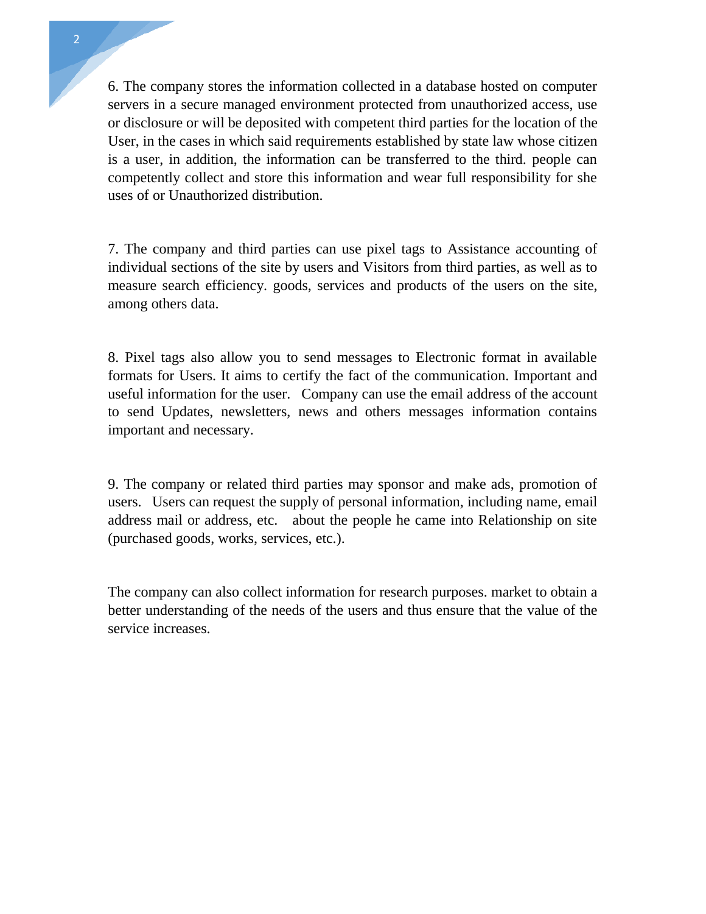6. The company stores the information collected in a database hosted on computer servers in a secure managed environment protected from unauthorized access, use or disclosure or will be deposited with competent third parties for the location of the User, in the cases in which said requirements established by state law whose citizen is a user, in addition, the information can be transferred to the third. people can competently collect and store this information and wear full responsibility for she uses of or Unauthorized distribution.

7. The company and third parties can use pixel tags to Assistance accounting of individual sections of the site by users and Visitors from third parties, as well as to measure search efficiency. goods, services and products of the users on the site, among others data.

8. Pixel tags also allow you to send messages to Electronic format in available formats for Users. It aims to certify the fact of the communication. Important and useful information for the user. Company can use the email address of the account to send Updates, newsletters, news and others messages information contains important and necessary.

9. The company or related third parties may sponsor and make ads, promotion of users. Users can request the supply of personal information, including name, email address mail or address, etc. about the people he came into Relationship on site (purchased goods, works, services, etc.).

The company can also collect information for research purposes. market to obtain a better understanding of the needs of the users and thus ensure that the value of the service increases.